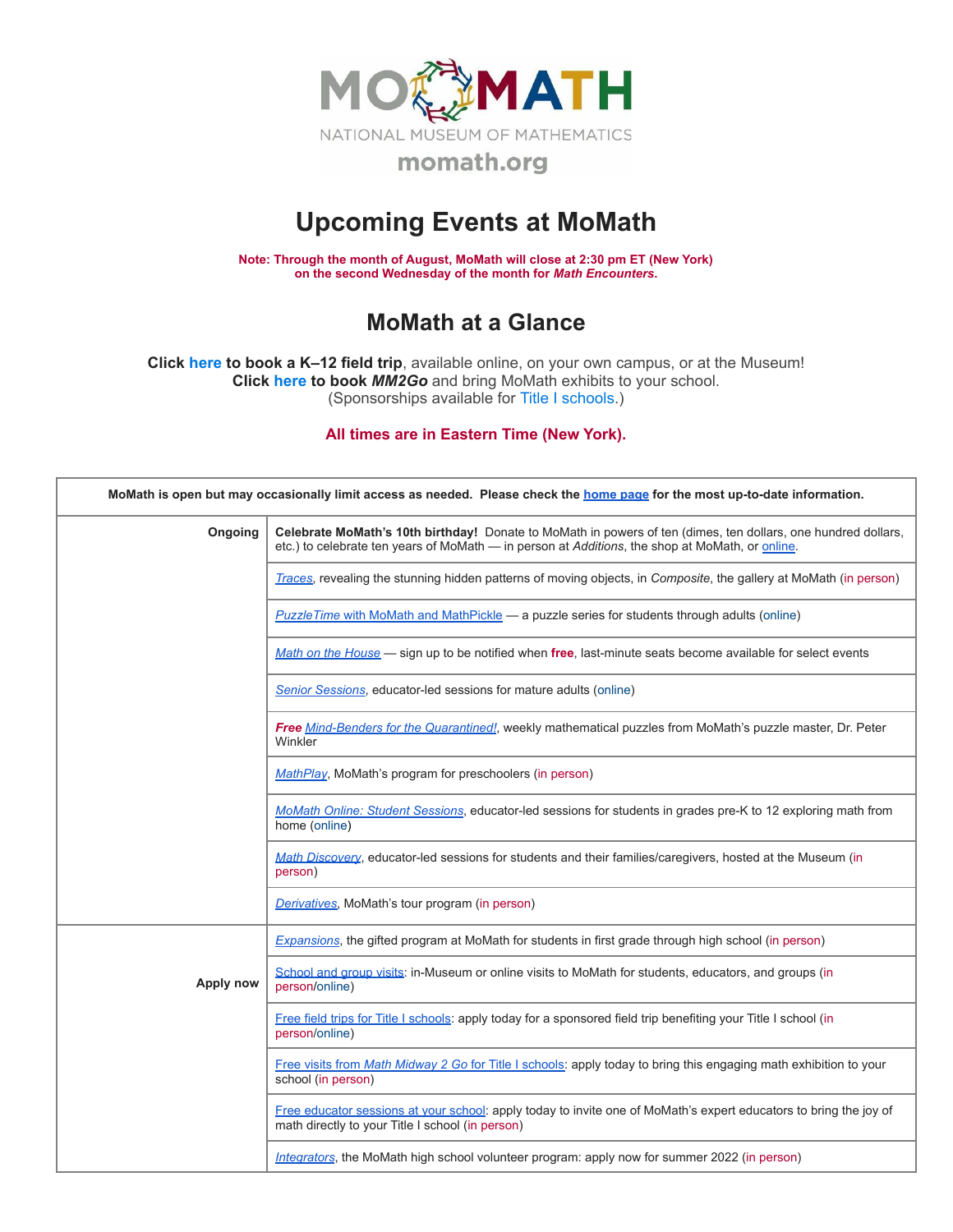MOMATH

NATIONAL MUSEUM OF MATHEMATICS

momath.org

# Upcoming Events at MoMath

**Note: Through the month of August, MoMath will close at 2:30 pm ET (New York) on the second Wednesday of the month for *Math Encounters*.**

## MoMath at a Glance

**Click here to book a K–12 field trip**, available online, on your own campus, or at the Museum!
**Click here to book *MM2Go*** and bring MoMath exhibits to your school.
(Sponsorships available for Title I schools.)

**All times are in Eastern Time (New York).**

| **MoMath is open but may occasionally limit access as needed. Please check the home page for the most up-to-date information.** | |
|---|---|
| **Ongoing** | **Celebrate MoMath's 10th birthday!** Donate to MoMath in powers of ten (dimes, ten dollars, one hundred dollars, etc.) to celebrate ten years of MoMath — in person at *Additions*, the shop at MoMath, or online. |
| | *Traces*, revealing the stunning hidden patterns of moving objects, in *Composite*, the gallery at MoMath (in person) |
| | *PuzzleTime* with MoMath and MathPickle — a puzzle series for students through adults (online) |
| | *Math on the House* — sign up to be notified when **free**, last-minute seats become available for select events |
| | *Senior Sessions*, educator-led sessions for mature adults (online) |
| | ***Free*** *Mind-Benders for the Quarantined!*, weekly mathematical puzzles from MoMath's puzzle master, Dr. Peter Winkler |
| | *MathPlay*, MoMath's program for preschoolers (in person) |
| | *MoMath Online: Student Sessions*, educator-led sessions for students in grades pre-K to 12 exploring math from home (online) |
| | *Math Discovery*, educator-led sessions for students and their families/caregivers, hosted at the Museum (in person) |
| | *Derivatives*, MoMath's tour program (in person) |
| **Apply now** | *Expansions*, the gifted program at MoMath for students in first grade through high school (in person) |
| | School and group visits: in-Museum or online visits to MoMath for students, educators, and groups (in person/online) |
| | Free field trips for Title I schools: apply today for a sponsored field trip benefiting your Title I school (in person/online) |
| | Free visits from *Math Midway 2 Go* for Title I schools: apply today to bring this engaging math exhibition to your school (in person) |
| | Free educator sessions at your school: apply today to invite one of MoMath's expert educators to bring the joy of math directly to your Title I school (in person) |
| | *Integrators*, the MoMath high school volunteer program: apply now for summer 2022 (in person) |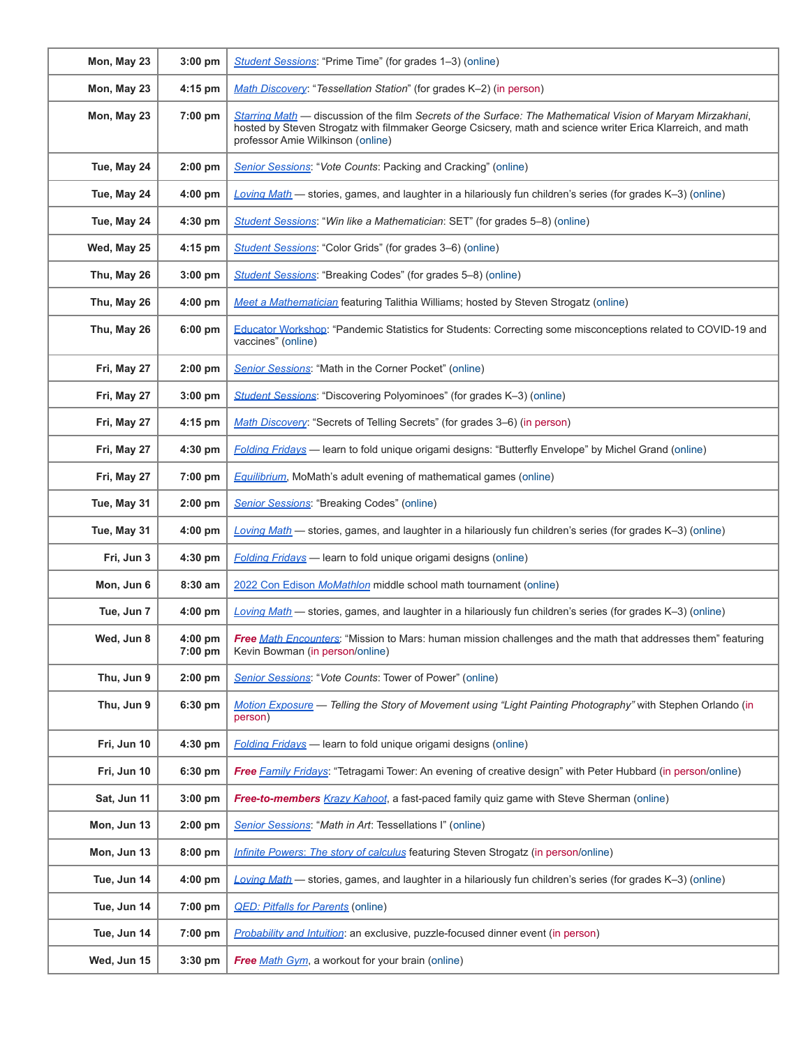| | | |
|---|---|---|
| **Mon, May 23** | **3:00 pm** | Student Sessions: "Prime Time" (for grades 1–3) (online) |
| **Mon, May 23** | **4:15 pm** | Math Discovery: "*Tessellation Station*" (for grades K–2) (in person) |
| **Mon, May 23** | **7:00 pm** | Starring Math — discussion of the film *Secrets of the Surface: The Mathematical Vision of Maryam Mirzakhani*, hosted by Steven Strogatz with filmmaker George Csicsery, math and science writer Erica Klarreich, and math professor Amie Wilkinson (online) |
| **Tue, May 24** | **2:00 pm** | Senior Sessions: "*Vote Counts*: Packing and Cracking" (online) |
| **Tue, May 24** | **4:00 pm** | Loving Math — stories, games, and laughter in a hilariously fun children's series (for grades K–3) (online) |
| **Tue, May 24** | **4:30 pm** | Student Sessions: "*Win like a Mathematician*: SET" (for grades 5–8) (online) |
| **Wed, May 25** | **4:15 pm** | Student Sessions: "Color Grids" (for grades 3–6) (online) |
| **Thu, May 26** | **3:00 pm** | Student Sessions: "Breaking Codes" (for grades 5–8) (online) |
| **Thu, May 26** | **4:00 pm** | Meet a Mathematician featuring Talithia Williams; hosted by Steven Strogatz (online) |
| **Thu, May 26** | **6:00 pm** | Educator Workshop: "Pandemic Statistics for Students: Correcting some misconceptions related to COVID-19 and vaccines" (online) |
| **Fri, May 27** | **2:00 pm** | Senior Sessions: "Math in the Corner Pocket" (online) |
| **Fri, May 27** | **3:00 pm** | Student Sessions: "Discovering Polyominoes" (for grades K–3) (online) |
| **Fri, May 27** | **4:15 pm** | Math Discovery: "Secrets of Telling Secrets" (for grades 3–6) (in person) |
| **Fri, May 27** | **4:30 pm** | Folding Fridays — learn to fold unique origami designs: "Butterfly Envelope" by Michel Grand (online) |
| **Fri, May 27** | **7:00 pm** | Equilibrium, MoMath's adult evening of mathematical games (online) |
| **Tue, May 31** | **2:00 pm** | Senior Sessions: "Breaking Codes" (online) |
| **Tue, May 31** | **4:00 pm** | Loving Math — stories, games, and laughter in a hilariously fun children's series (for grades K–3) (online) |
| **Fri, Jun 3** | **4:30 pm** | Folding Fridays — learn to fold unique origami designs (online) |
| **Mon, Jun 6** | **8:30 am** | 2022 Con Edison *MoMathlon* middle school math tournament (online) |
| **Tue, Jun 7** | **4:00 pm** | Loving Math — stories, games, and laughter in a hilariously fun children's series (for grades K–3) (online) |
| **Wed, Jun 8** | **4:00 pm 7:00 pm** | ***Free*** Math Encounters: "Mission to Mars: human mission challenges and the math that addresses them" featuring Kevin Bowman (in person/online) |
| **Thu, Jun 9** | **2:00 pm** | Senior Sessions: "*Vote Counts*: Tower of Power" (online) |
| **Thu, Jun 9** | **6:30 pm** | Motion Exposure — *Telling the Story of Movement using "Light Painting Photography"* with Stephen Orlando (in person) |
| **Fri, Jun 10** | **4:30 pm** | Folding Fridays — learn to fold unique origami designs (online) |
| **Fri, Jun 10** | **6:30 pm** | ***Free*** Family Fridays: "Tetragami Tower: An evening of creative design" with Peter Hubbard (in person/online) |
| **Sat, Jun 11** | **3:00 pm** | ***Free-to-members*** Krazy Kahoot, a fast-paced family quiz game with Steve Sherman (online) |
| **Mon, Jun 13** | **2:00 pm** | Senior Sessions: "*Math in Art*: Tessellations I" (online) |
| **Mon, Jun 13** | **8:00 pm** | Infinite Powers: The story of calculus featuring Steven Strogatz (in person/online) |
| **Tue, Jun 14** | **4:00 pm** | Loving Math — stories, games, and laughter in a hilariously fun children's series (for grades K–3) (online) |
| **Tue, Jun 14** | **7:00 pm** | QED: Pitfalls for Parents (online) |
| **Tue, Jun 14** | **7:00 pm** | Probability and Intuition: an exclusive, puzzle-focused dinner event (in person) |
| **Wed, Jun 15** | **3:30 pm** | ***Free*** Math Gym, a workout for your brain (online) |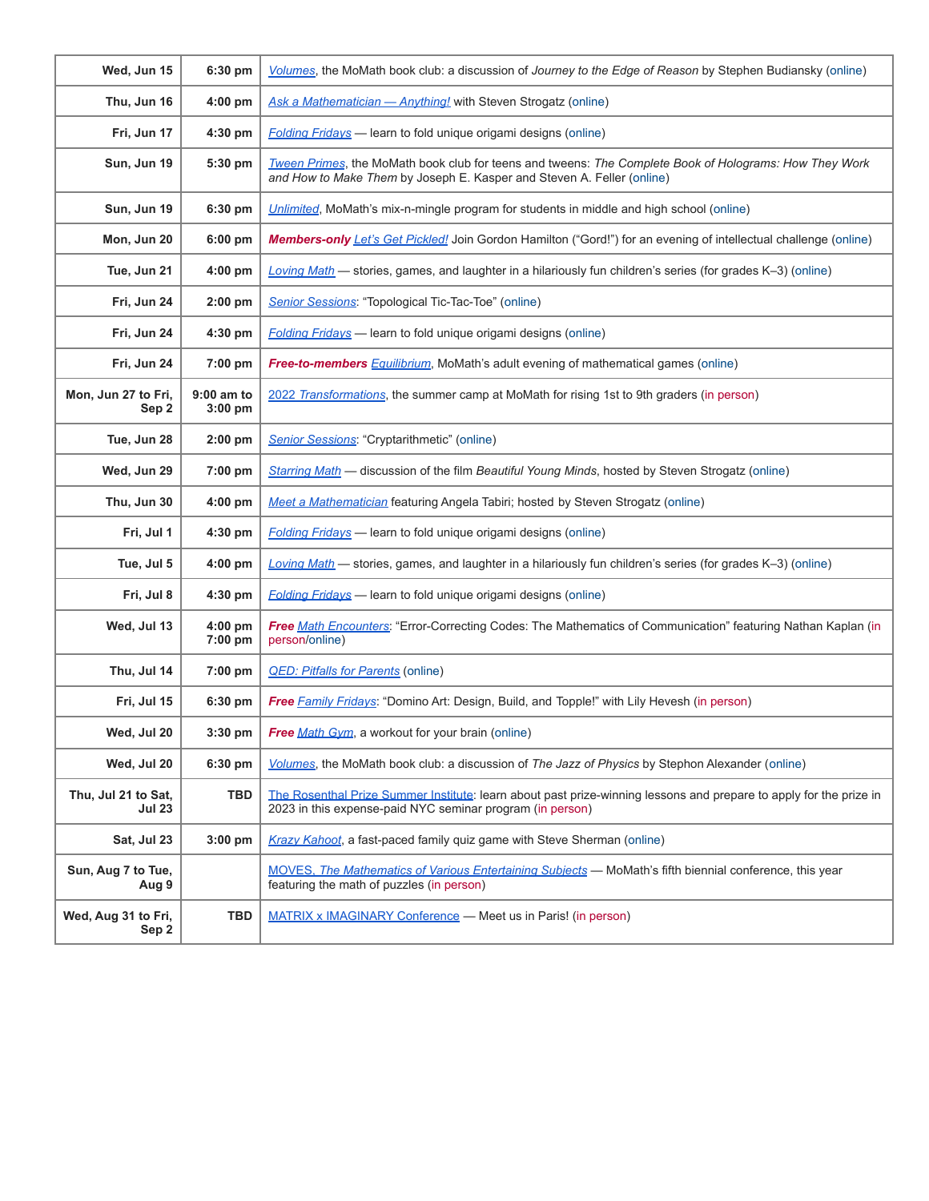| | | |
|---|---|---|
| **Wed, Jun 15** | **6:30 pm** | *Volumes*, the MoMath book club: a discussion of *Journey to the Edge of Reason* by Stephen Budiansky (online) |
| **Thu, Jun 16** | **4:00 pm** | *Ask a Mathematician — Anything!* with Steven Strogatz (online) |
| **Fri, Jun 17** | **4:30 pm** | *Folding Fridays* — learn to fold unique origami designs (online) |
| **Sun, Jun 19** | **5:30 pm** | *Tween Primes*, the MoMath book club for teens and tweens: *The Complete Book of Holograms: How They Work and How to Make Them* by Joseph E. Kasper and Steven A. Feller (online) |
| **Sun, Jun 19** | **6:30 pm** | *Unlimited*, MoMath's mix-n-mingle program for students in middle and high school (online) |
| **Mon, Jun 20** | **6:00 pm** | ***Members-only*** *Let's Get Pickled!* Join Gordon Hamilton ("Gord!") for an evening of intellectual challenge (online) |
| **Tue, Jun 21** | **4:00 pm** | *Loving Math* — stories, games, and laughter in a hilariously fun children's series (for grades K–3) (online) |
| **Fri, Jun 24** | **2:00 pm** | *Senior Sessions*: "Topological Tic-Tac-Toe" (online) |
| **Fri, Jun 24** | **4:30 pm** | *Folding Fridays* — learn to fold unique origami designs (online) |
| **Fri, Jun 24** | **7:00 pm** | ***Free-to-members*** *Equilibrium*, MoMath's adult evening of mathematical games (online) |
| **Mon, Jun 27 to Fri, Sep 2** | **9:00 am to 3:00 pm** | *2022 Transformations*, the summer camp at MoMath for rising 1st to 9th graders (in person) |
| **Tue, Jun 28** | **2:00 pm** | *Senior Sessions*: "Cryptarithmetic" (online) |
| **Wed, Jun 29** | **7:00 pm** | *Starring Math* — discussion of the film *Beautiful Young Minds*, hosted by Steven Strogatz (online) |
| **Thu, Jun 30** | **4:00 pm** | *Meet a Mathematician* featuring Angela Tabiri; hosted by Steven Strogatz (online) |
| **Fri, Jul 1** | **4:30 pm** | *Folding Fridays* — learn to fold unique origami designs (online) |
| **Tue, Jul 5** | **4:00 pm** | *Loving Math* — stories, games, and laughter in a hilariously fun children's series (for grades K–3) (online) |
| **Fri, Jul 8** | **4:30 pm** | *Folding Fridays* — learn to fold unique origami designs (online) |
| **Wed, Jul 13** | **4:00 pm 7:00 pm** | ***Free*** *Math Encounters*: "Error-Correcting Codes: The Mathematics of Communication" featuring Nathan Kaplan (in person/online) |
| **Thu, Jul 14** | **7:00 pm** | *QED: Pitfalls for Parents* (online) |
| **Fri, Jul 15** | **6:30 pm** | ***Free*** *Family Fridays*: "Domino Art: Design, Build, and Topple!" with Lily Hevesh (in person) |
| **Wed, Jul 20** | **3:30 pm** | ***Free*** *Math Gym*, a workout for your brain (online) |
| **Wed, Jul 20** | **6:30 pm** | *Volumes*, the MoMath book club: a discussion of *The Jazz of Physics* by Stephon Alexander (online) |
| **Thu, Jul 21 to Sat, Jul 23** | **TBD** | The Rosenthal Prize Summer Institute: learn about past prize-winning lessons and prepare to apply for the prize in 2023 in this expense-paid NYC seminar program (in person) |
| **Sat, Jul 23** | **3:00 pm** | *Krazy Kahoot*, a fast-paced family quiz game with Steve Sherman (online) |
| **Sun, Aug 7 to Tue, Aug 9** | | MOVES, *The Mathematics of Various Entertaining Subjects* — MoMath's fifth biennial conference, this year featuring the math of puzzles (in person) |
| **Wed, Aug 31 to Fri, Sep 2** | **TBD** | MATRIX x IMAGINARY Conference — Meet us in Paris! (in person) |